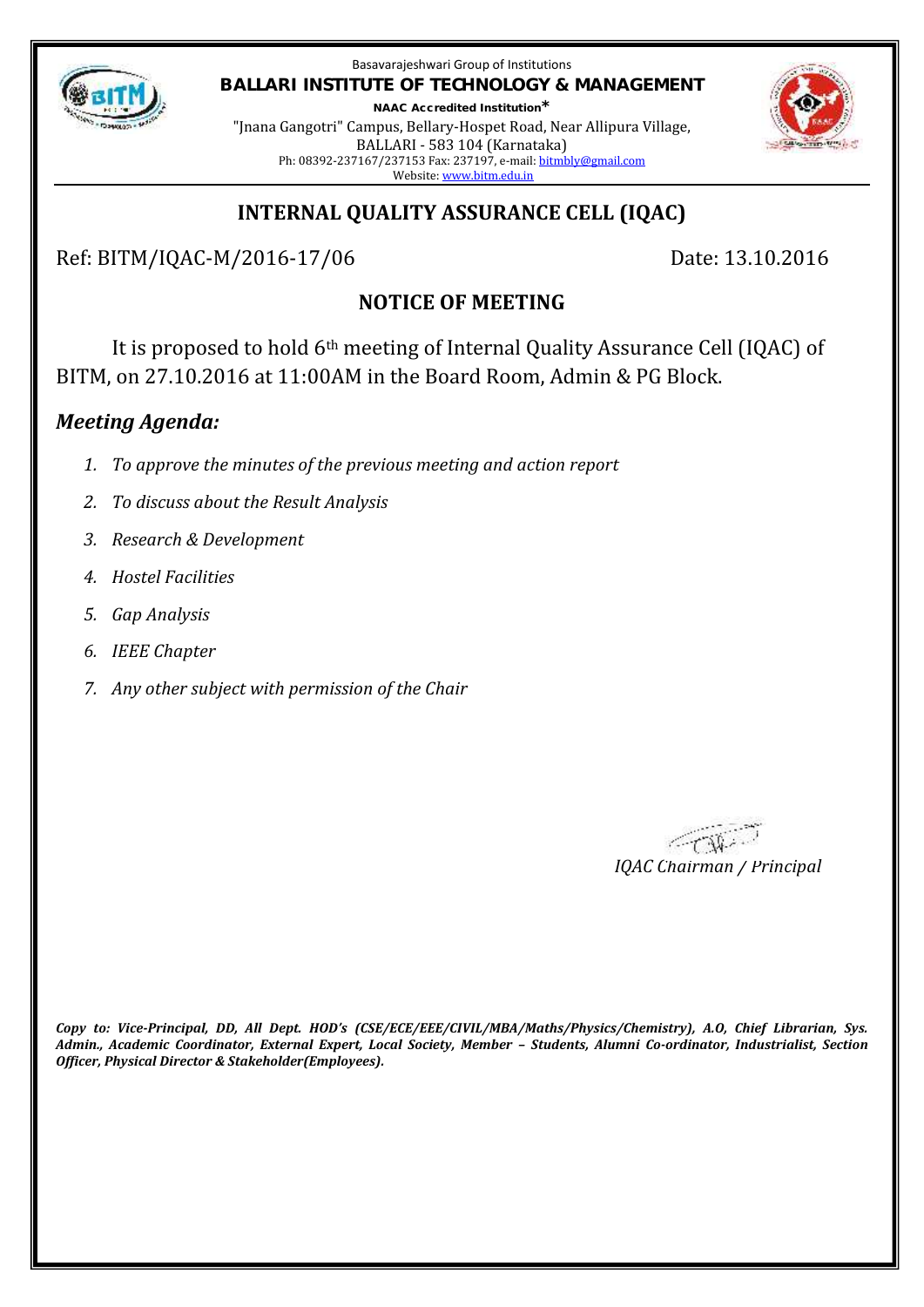Basavarajeshwari Group of Institutions

**BALLARI INSTITUTE OF TECHNOLOGY & MANAGEMENT**

**NAAC Accredited Institution***

"Jnana Gangotri" Campus, Bellary-Hospet Road, Near Allipura Village, BALLARI - 583 104 (Karnataka)

Ph: 08392-237167/237153 Fax: 237197, e-mail: bitmbly@gmail.com

Website: www.bitm.edu.in

## INTERNAL QUALITY ASSURANCE CELL (IQAC)

Ref: BITM/IQAC-M/2016-17/06 Date: 13.10.2016

### NOTICE OF MEETING

It is proposed to hold 6th meeting of Internal Quality Assurance Cell (IQAC) of BITM, on 27.10.2016 at 11:00AM in the Board Room, Admin & PG Block.

### *Meeting Agenda:*

1. *To approve the minutes of the previous meeting and action report*
2. *To discuss about the Result Analysis*
3. *Research & Development*
4. *Hostel Facilities*
5. *Gap Analysis*
6. *IEEE Chapter*
7. *Any other subject with permission of the Chair*

*IQAC Chairman / Principal*

***Copy to: Vice-Principal, DD, All Dept. HOD's (CSE/ECE/EEE/CIVIL/MBA/Maths/Physics/Chemistry), A.O, Chief Librarian, Sys. Admin., Academic Coordinator, External Expert, Local Society, Member – Students, Alumni Co-ordinator, Industrialist, Section Officer, Physical Director & Stakeholder(Employees).***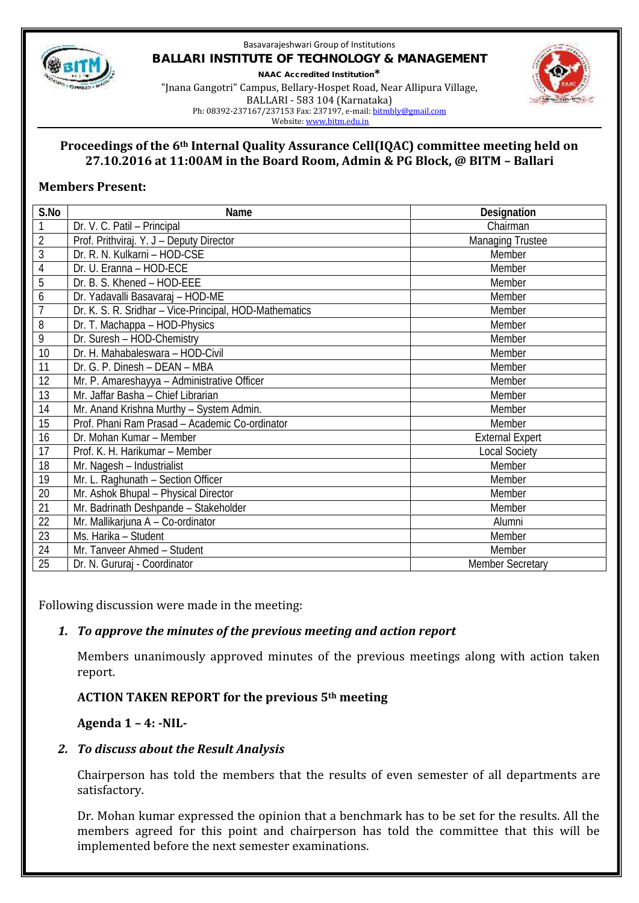Basavarajeshwari Group of Institutions

**BALLARI INSTITUTE OF TECHNOLOGY & MANAGEMENT**

**NAAC Accredited Institution***

"Jnana Gangotri" Campus, Bellary-Hospet Road, Near Allipura Village, BALLARI - 583 104 (Karnataka)

Ph: 08392-237167/237153 Fax: 237197, e-mail: bitmbly@gmail.com

Website: www.bitm.edu.in

## Proceedings of the 6th Internal Quality Assurance Cell(IQAC) committee meeting held on 27.10.2016 at 11:00AM in the Board Room, Admin & PG Block, @ BITM – Ballari

**Members Present:**

| S.No | Name | Designation |
|---|---|---|
| 1 | Dr. V. C. Patil – Principal | Chairman |
| 2 | Prof. Prithviraj. Y. J – Deputy Director | Managing Trustee |
| 3 | Dr. R. N. Kulkarni – HOD-CSE | Member |
| 4 | Dr. U. Eranna – HOD-ECE | Member |
| 5 | Dr. B. S. Khened – HOD-EEE | Member |
| 6 | Dr. Yadavalli Basavaraj – HOD-ME | Member |
| 7 | Dr. K. S. R. Sridhar – Vice-Principal, HOD-Mathematics | Member |
| 8 | Dr. T. Machappa – HOD-Physics | Member |
| 9 | Dr. Suresh – HOD-Chemistry | Member |
| 10 | Dr. H. Mahabaleswara – HOD-Civil | Member |
| 11 | Dr. G. P. Dinesh – DEAN – MBA | Member |
| 12 | Mr. P. Amareshayya – Administrative Officer | Member |
| 13 | Mr. Jaffar Basha – Chief Librarian | Member |
| 14 | Mr. Anand Krishna Murthy – System Admin. | Member |
| 15 | Prof. Phani Ram Prasad – Academic Co-ordinator | Member |
| 16 | Dr. Mohan Kumar – Member | External Expert |
| 17 | Prof. K. H. Harikumar – Member | Local Society |
| 18 | Mr. Nagesh – Industrialist | Member |
| 19 | Mr. L. Raghunath – Section Officer | Member |
| 20 | Mr. Ashok Bhupal – Physical Director | Member |
| 21 | Mr. Badrinath Deshpande – Stakeholder | Member |
| 22 | Mr. Mallikarjuna A – Co-ordinator | Alumni |
| 23 | Ms. Harika – Student | Member |
| 24 | Mr. Tanveer Ahmed – Student | Member |
| 25 | Dr. N. Gururaj - Coordinator | Member Secretary |

Following discussion were made in the meeting:

1. ***To approve the minutes of the previous meeting and action report***

   Members unanimously approved minutes of the previous meetings along with action taken report.

   **ACTION TAKEN REPORT for the previous 5th meeting**

   **Agenda 1 – 4: -NIL-**

2. ***To discuss about the Result Analysis***

   Chairperson has told the members that the results of even semester of all departments are satisfactory.

   Dr. Mohan kumar expressed the opinion that a benchmark has to be set for the results. All the members agreed for this point and chairperson has told the committee that this will be implemented before the next semester examinations.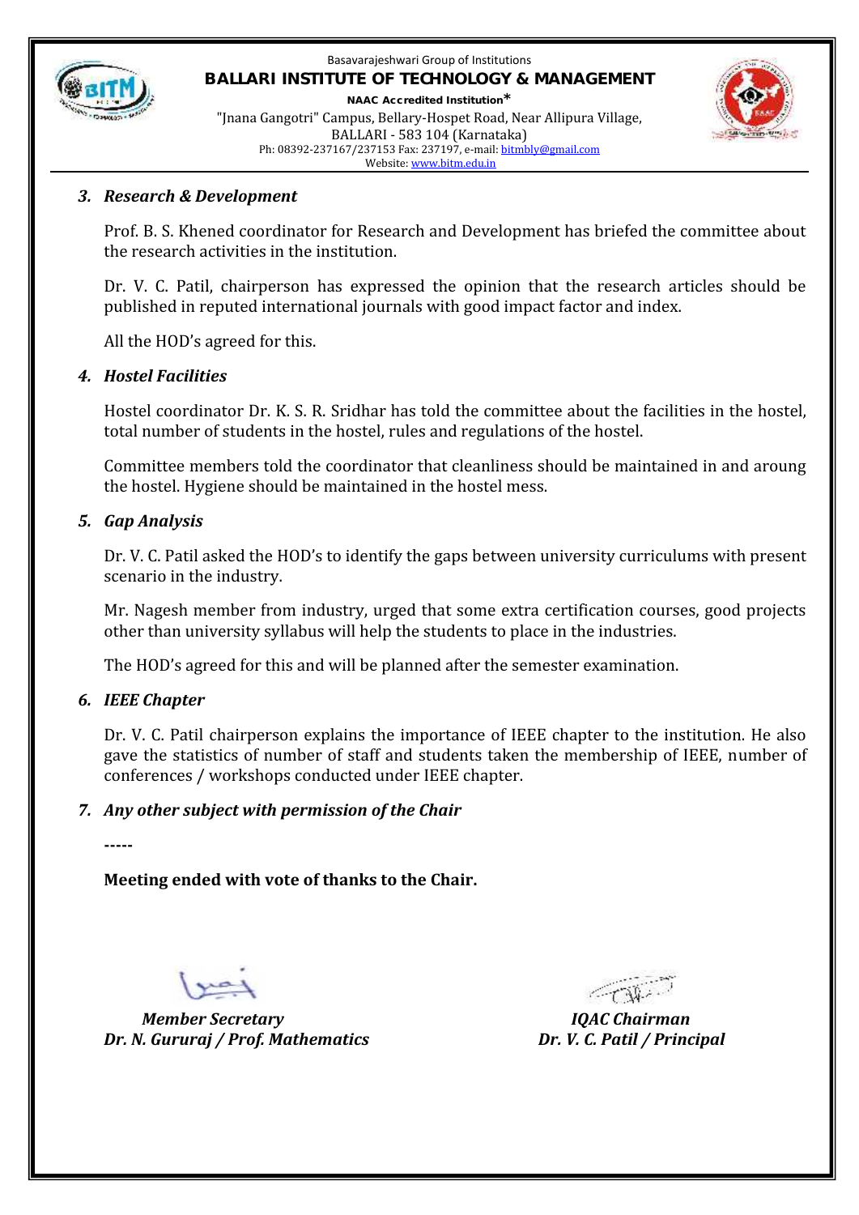Basavarajeshwari Group of Institutions

**BALLARI INSTITUTE OF TECHNOLOGY & MANAGEMENT**

**NAAC Accredited Institution***

"Jnana Gangotri" Campus, Bellary-Hospet Road, Near Allipura Village,
BALLARI - 583 104 (Karnataka)
Ph: 08392-237167/237153 Fax: 237197, e-mail: bitmbly@gmail.com
Website: www.bitm.edu.in

3. ***Research & Development***

   Prof. B. S. Khened coordinator for Research and Development has briefed the committee about the research activities in the institution.

   Dr. V. C. Patil, chairperson has expressed the opinion that the research articles should be published in reputed international journals with good impact factor and index.

   All the HOD's agreed for this.

4. ***Hostel Facilities***

   Hostel coordinator Dr. K. S. R. Sridhar has told the committee about the facilities in the hostel, total number of students in the hostel, rules and regulations of the hostel.

   Committee members told the coordinator that cleanliness should be maintained in and aroung the hostel. Hygiene should be maintained in the hostel mess.

5. ***Gap Analysis***

   Dr. V. C. Patil asked the HOD's to identify the gaps between university curriculums with present scenario in the industry.

   Mr. Nagesh member from industry, urged that some extra certification courses, good projects other than university syllabus will help the students to place in the industries.

   The HOD's agreed for this and will be planned after the semester examination.

6. ***IEEE Chapter***

   Dr. V. C. Patil chairperson explains the importance of IEEE chapter to the institution. He also gave the statistics of number of staff and students taken the membership of IEEE, number of conferences / workshops conducted under IEEE chapter.

7. ***Any other subject with permission of the Chair***

   -----

**Meeting ended with vote of thanks to the Chair.**

***Member Secretary***
***Dr. N. Gururaj / Prof. Mathematics***

***IQAC Chairman***
***Dr. V. C. Patil / Principal***